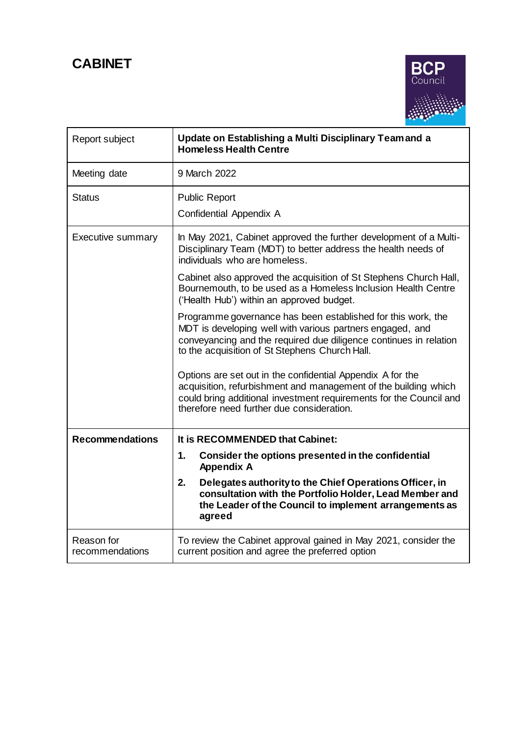# CABINET

| Report subject | **Update on Establishing a Multi Disciplinary Team and a Homeless Health Centre** |
|---|---|
| Meeting date | 9 March 2022 |
| Status | Public Report<br><br>Confidential Appendix A |
| Executive summary | In May 2021, Cabinet approved the further development of a Multi-Disciplinary Team (MDT) to better address the health needs of individuals who are homeless.<br><br>Cabinet also approved the acquisition of St Stephens Church Hall, Bournemouth, to be used as a Homeless Inclusion Health Centre ('Health Hub') within an approved budget.<br><br>Programme governance has been established for this work, the MDT is developing well with various partners engaged, and conveyancing and the required due diligence continues in relation to the acquisition of St Stephens Church Hall.<br><br>Options are set out in the confidential Appendix A for the acquisition, refurbishment and management of the building which could bring additional investment requirements for the Council and therefore need further due consideration. |
| **Recommendations** | **It is RECOMMENDED that Cabinet:**<br><br>**1. Consider the options presented in the confidential Appendix A**<br><br>**2. Delegates authority to the Chief Operations Officer, in consultation with the Portfolio Holder, Lead Member and the Leader of the Council to implement arrangements as agreed** |
| Reason for recommendations | To review the Cabinet approval gained in May 2021, consider the current position and agree the preferred option |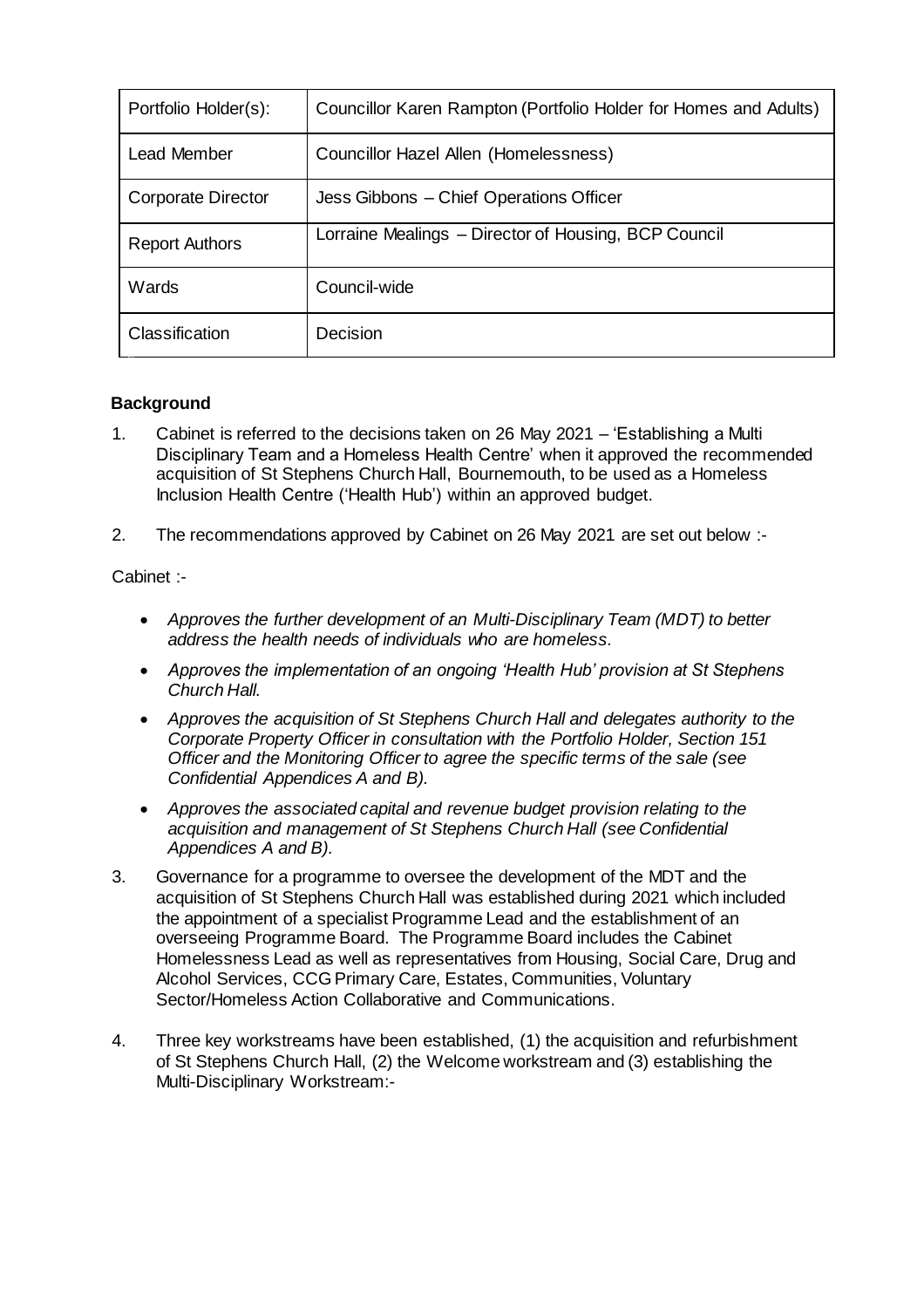| Portfolio Holder(s): | Councillor Karen Rampton (Portfolio Holder for Homes and Adults) |
|---|---|
| Lead Member | Councillor Hazel Allen (Homelessness) |
| Corporate Director | Jess Gibbons – Chief Operations Officer |
| Report Authors | Lorraine Mealings – Director of Housing, BCP Council |
| Wards | Council-wide |
| Classification | Decision |

## Background

1. Cabinet is referred to the decisions taken on 26 May 2021 – 'Establishing a Multi Disciplinary Team and a Homeless Health Centre' when it approved the recommended acquisition of St Stephens Church Hall, Bournemouth, to be used as a Homeless Inclusion Health Centre ('Health Hub') within an approved budget.

2. The recommendations approved by Cabinet on 26 May 2021 are set out below :-

Cabinet :-

- *Approves the further development of an Multi-Disciplinary Team (MDT) to better address the health needs of individuals who are homeless.*
- *Approves the implementation of an ongoing 'Health Hub' provision at St Stephens Church Hall.*
- *Approves the acquisition of St Stephens Church Hall and delegates authority to the Corporate Property Officer in consultation with the Portfolio Holder, Section 151 Officer and the Monitoring Officer to agree the specific terms of the sale (see Confidential Appendices A and B).*
- *Approves the associated capital and revenue budget provision relating to the acquisition and management of St Stephens Church Hall (see Confidential Appendices A and B).*

3. Governance for a programme to oversee the development of the MDT and the acquisition of St Stephens Church Hall was established during 2021 which included the appointment of a specialist Programme Lead and the establishment of an overseeing Programme Board. The Programme Board includes the Cabinet Homelessness Lead as well as representatives from Housing, Social Care, Drug and Alcohol Services, CCG Primary Care, Estates, Communities, Voluntary Sector/Homeless Action Collaborative and Communications.

4. Three key workstreams have been established, (1) the acquisition and refurbishment of St Stephens Church Hall, (2) the Welcome workstream and (3) establishing the Multi-Disciplinary Workstream:-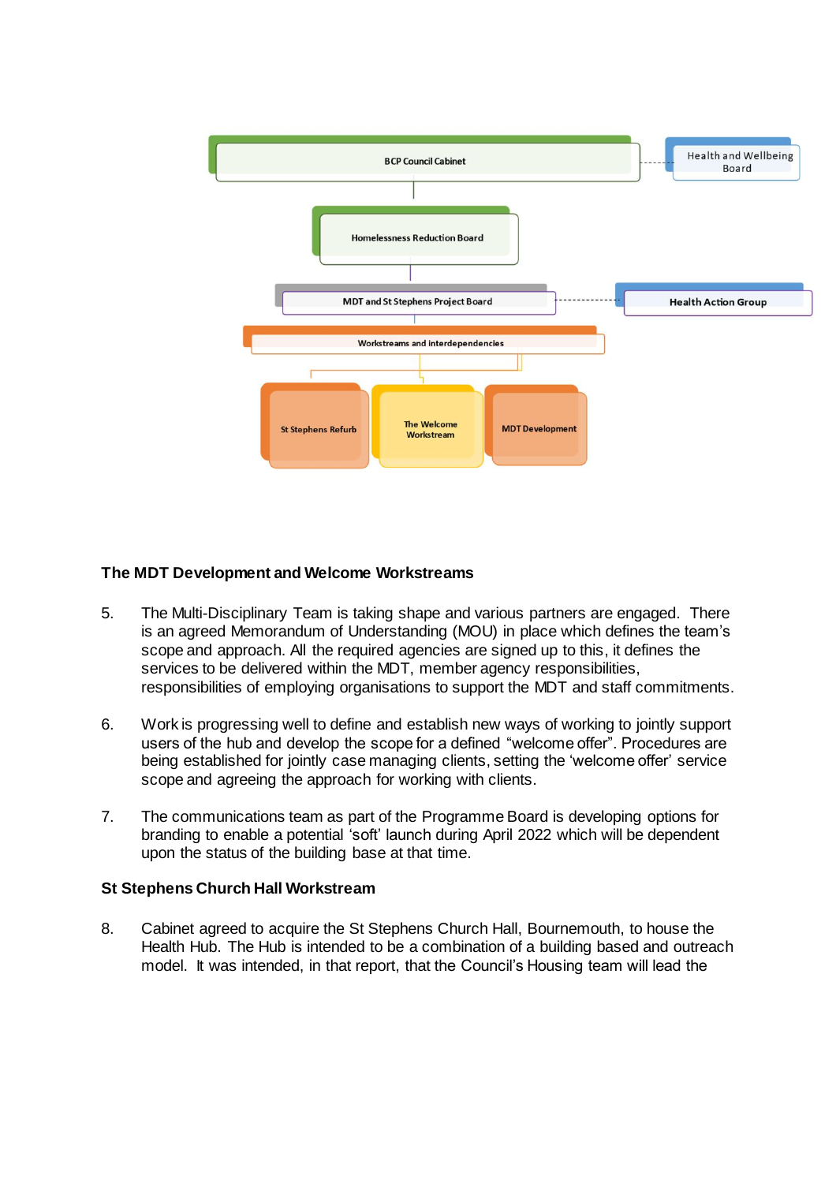BCP Council Cabinet

Health and Wellbeing Board

Homelessness Reduction Board

MDT and St Stephens Project Board

Health Action Group

Workstreams and interdependencies

St Stephens Refurb

The Welcome Workstream

MDT Development

### The MDT Development and Welcome Workstreams

5. The Multi-Disciplinary Team is taking shape and various partners are engaged. There is an agreed Memorandum of Understanding (MOU) in place which defines the team's scope and approach. All the required agencies are signed up to this, it defines the services to be delivered within the MDT, member agency responsibilities, responsibilities of employing organisations to support the MDT and staff commitments.

6. Work is progressing well to define and establish new ways of working to jointly support users of the hub and develop the scope for a defined "welcome offer". Procedures are being established for jointly case managing clients, setting the 'welcome offer' service scope and agreeing the approach for working with clients.

7. The communications team as part of the Programme Board is developing options for branding to enable a potential 'soft' launch during April 2022 which will be dependent upon the status of the building base at that time.

### St Stephens Church Hall Workstream

8. Cabinet agreed to acquire the St Stephens Church Hall, Bournemouth, to house the Health Hub. The Hub is intended to be a combination of a building based and outreach model. It was intended, in that report, that the Council's Housing team will lead the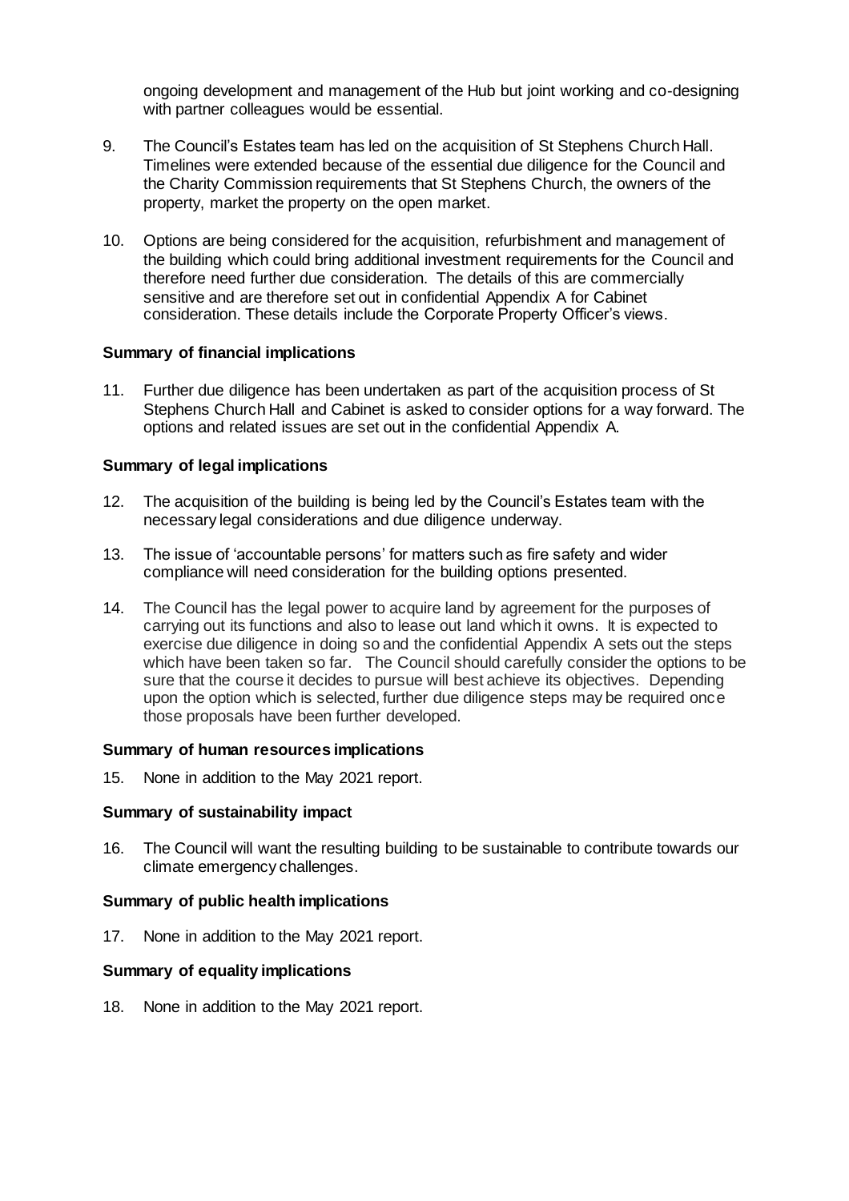ongoing development and management of the Hub but joint working and co-designing with partner colleagues would be essential.

9. The Council's Estates team has led on the acquisition of St Stephens Church Hall. Timelines were extended because of the essential due diligence for the Council and the Charity Commission requirements that St Stephens Church, the owners of the property, market the property on the open market.

10. Options are being considered for the acquisition, refurbishment and management of the building which could bring additional investment requirements for the Council and therefore need further due consideration. The details of this are commercially sensitive and are therefore set out in confidential Appendix A for Cabinet consideration. These details include the Corporate Property Officer's views.

**Summary of financial implications**

11. Further due diligence has been undertaken as part of the acquisition process of St Stephens Church Hall and Cabinet is asked to consider options for a way forward. The options and related issues are set out in the confidential Appendix A.

**Summary of legal implications**

12. The acquisition of the building is being led by the Council's Estates team with the necessary legal considerations and due diligence underway.

13. The issue of 'accountable persons' for matters such as fire safety and wider compliance will need consideration for the building options presented.

14. The Council has the legal power to acquire land by agreement for the purposes of carrying out its functions and also to lease out land which it owns. It is expected to exercise due diligence in doing so and the confidential Appendix A sets out the steps which have been taken so far. The Council should carefully consider the options to be sure that the course it decides to pursue will best achieve its objectives. Depending upon the option which is selected, further due diligence steps may be required once those proposals have been further developed.

**Summary of human resources implications**

15. None in addition to the May 2021 report.

**Summary of sustainability impact**

16. The Council will want the resulting building to be sustainable to contribute towards our climate emergency challenges.

**Summary of public health implications**

17. None in addition to the May 2021 report.

**Summary of equality implications**

18. None in addition to the May 2021 report.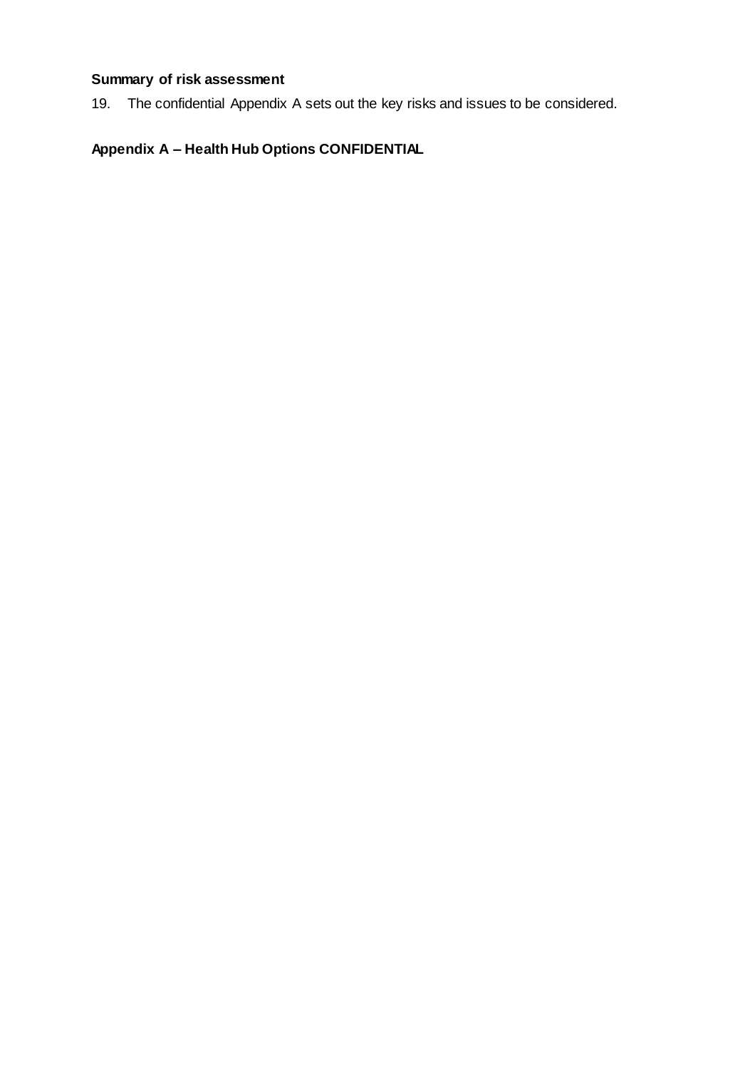**Summary of risk assessment**

19. The confidential Appendix A sets out the key risks and issues to be considered.

**Appendix A – Health Hub Options CONFIDENTIAL**